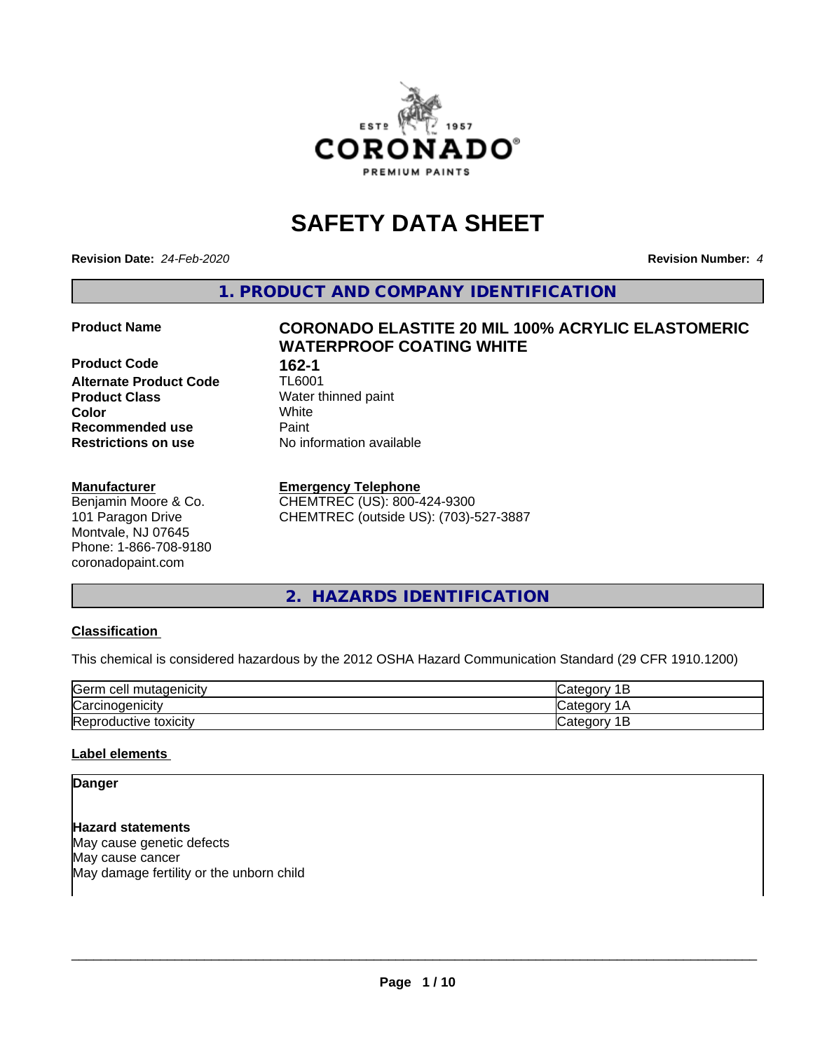# SAFETY DATA SHEET

**Revision Date:** *24-Feb-2020* **Revision Number:** *4*

## 1. PRODUCT AND COMPANY IDENTIFICATION

| | |
|---|---|
| **Product Name** | **CORONADO ELASTITE 20 MIL 100% ACRYLIC ELASTOMERIC WATERPROOF COATING WHITE** |
| **Product Code** | **162-1** |
| **Alternate Product Code** | TL6001 |
| **Product Class** | Water thinned paint |
| **Color** | White |
| **Recommended use** | Paint |
| **Restrictions on use** | No information available |

**Manufacturer**
Benjamin Moore & Co.
101 Paragon Drive
Montvale, NJ 07645
Phone: 1-866-708-9180
coronadopaint.com

**Emergency Telephone**
CHEMTREC (US): 800-424-9300
CHEMTREC (outside US): (703)-527-3887

## 2. HAZARDS IDENTIFICATION

**Classification**

This chemical is considered hazardous by the 2012 OSHA Hazard Communication Standard (29 CFR 1910.1200)

| | |
|---|---|
| Germ cell mutagenicity | Category 1B |
| Carcinogenicity | Category 1A |
| Reproductive toxicity | Category 1B |

**Label elements**

**Danger**

**Hazard statements**
May cause genetic defects
May cause cancer
May damage fertility or the unborn child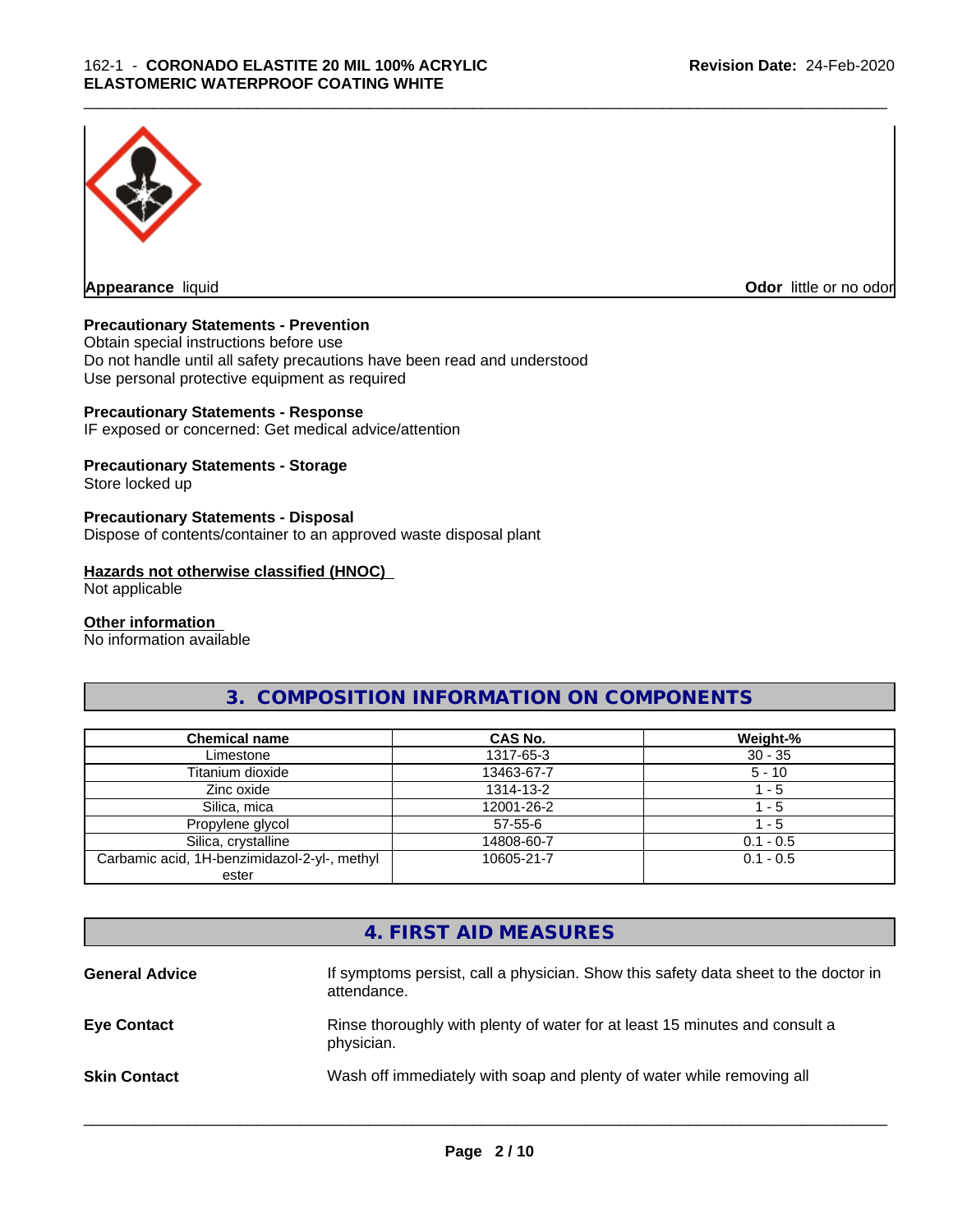**Appearance** liquid

**Odor** little or no odor

**Precautionary Statements - Prevention**

Obtain special instructions before use
Do not handle until all safety precautions have been read and understood
Use personal protective equipment as required

**Precautionary Statements - Response**

IF exposed or concerned: Get medical advice/attention

**Precautionary Statements - Storage**

Store locked up

**Precautionary Statements - Disposal**

Dispose of contents/container to an approved waste disposal plant

**Hazards not otherwise classified (HNOC)**

Not applicable

**Other information**

No information available

## 3. COMPOSITION INFORMATION ON COMPONENTS

| Chemical name | CAS No. | Weight-% |
|---|---|---|
| Limestone | 1317-65-3 | 30 - 35 |
| Titanium dioxide | 13463-67-7 | 5 - 10 |
| Zinc oxide | 1314-13-2 | 1 - 5 |
| Silica, mica | 12001-26-2 | 1 - 5 |
| Propylene glycol | 57-55-6 | 1 - 5 |
| Silica, crystalline | 14808-60-7 | 0.1 - 0.5 |
| Carbamic acid, 1H-benzimidazol-2-yl-, methyl ester | 10605-21-7 | 0.1 - 0.5 |

## 4. FIRST AID MEASURES

**General Advice** If symptoms persist, call a physician. Show this safety data sheet to the doctor in attendance.

**Eye Contact** Rinse thoroughly with plenty of water for at least 15 minutes and consult a physician.

**Skin Contact** Wash off immediately with soap and plenty of water while removing all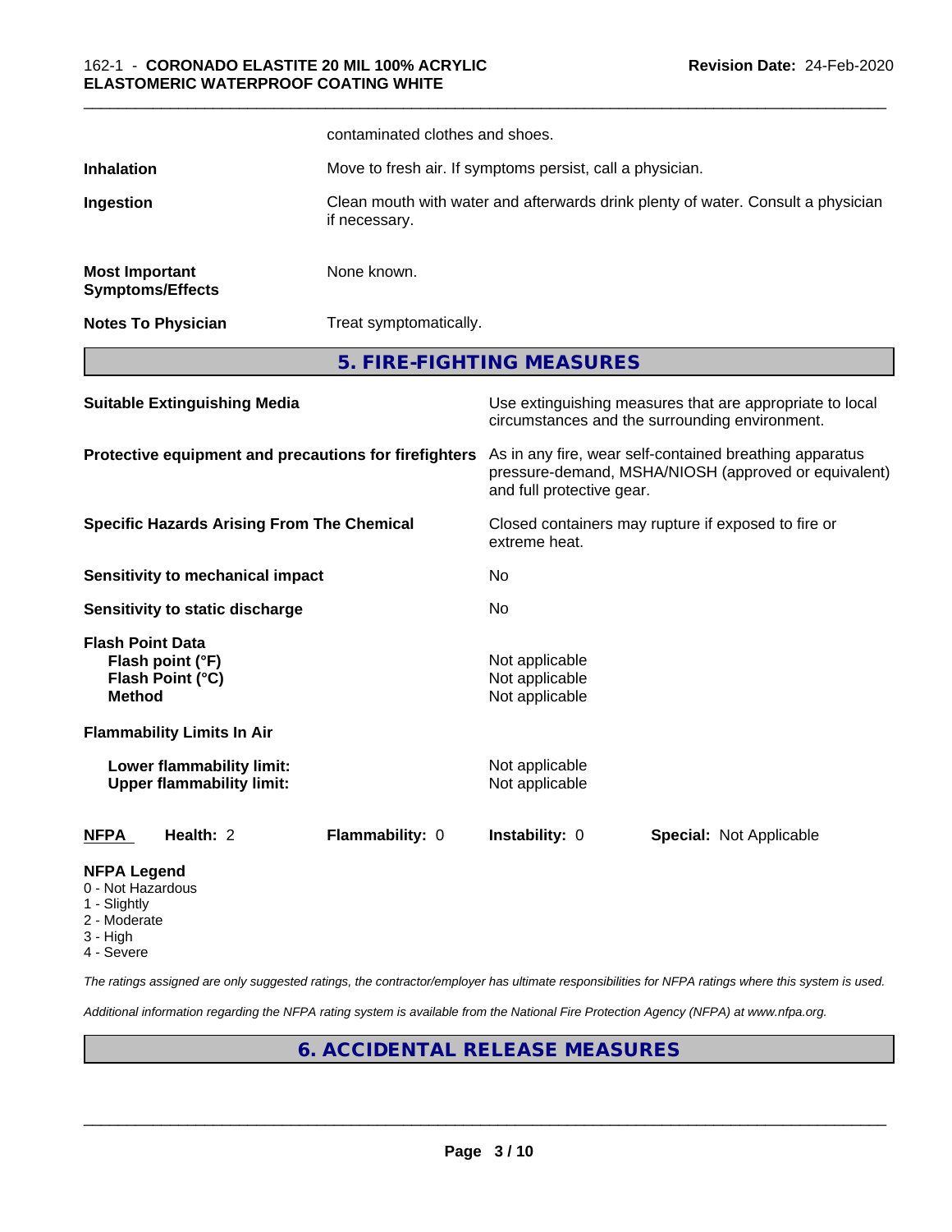contaminated clothes and shoes.

| | |
|---|---|
| **Inhalation** | Move to fresh air. If symptoms persist, call a physician. |
| **Ingestion** | Clean mouth with water and afterwards drink plenty of water. Consult a physician if necessary. |
| **Most Important Symptoms/Effects** | None known. |
| **Notes To Physician** | Treat symptomatically. |

## 5. FIRE-FIGHTING MEASURES

| | |
|---|---|
| **Suitable Extinguishing Media** | Use extinguishing measures that are appropriate to local circumstances and the surrounding environment. |
| **Protective equipment and precautions for firefighters** | As in any fire, wear self-contained breathing apparatus pressure-demand, MSHA/NIOSH (approved or equivalent) and full protective gear. |
| **Specific Hazards Arising From The Chemical** | Closed containers may rupture if exposed to fire or extreme heat. |
| **Sensitivity to mechanical impact** | No |
| **Sensitivity to static discharge** | No |

**Flash Point Data**

| | |
|---|---|
| **Flash point (°F)** | Not applicable |
| **Flash Point (°C)** | Not applicable |
| **Method** | Not applicable |

**Flammability Limits In Air**

| | |
|---|---|
| **Lower flammability limit:** | Not applicable |
| **Upper flammability limit:** | Not applicable |

| **NFPA** | **Health:** 2 | **Flammability:** 0 | **Instability:** 0 | **Special:** Not Applicable |
|---|---|---|---|---|

**NFPA Legend**
- 0 - Not Hazardous
- 1 - Slightly
- 2 - Moderate
- 3 - High
- 4 - Severe

*The ratings assigned are only suggested ratings, the contractor/employer has ultimate responsibilities for NFPA ratings where this system is used.*

*Additional information regarding the NFPA rating system is available from the National Fire Protection Agency (NFPA) at www.nfpa.org.*

## 6. ACCIDENTAL RELEASE MEASURES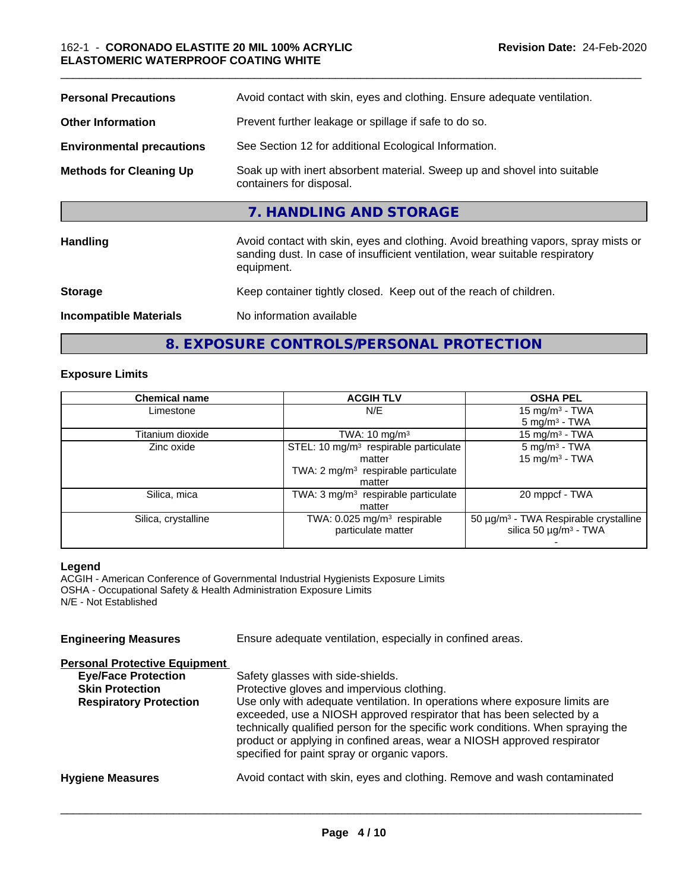| | |
|---|---|
| **Personal Precautions** | Avoid contact with skin, eyes and clothing. Ensure adequate ventilation. |
| **Other Information** | Prevent further leakage or spillage if safe to do so. |
| **Environmental precautions** | See Section 12 for additional Ecological Information. |
| **Methods for Cleaning Up** | Soak up with inert absorbent material. Sweep up and shovel into suitable containers for disposal. |

## 7. HANDLING AND STORAGE

| | |
|---|---|
| **Handling** | Avoid contact with skin, eyes and clothing. Avoid breathing vapors, spray mists or sanding dust. In case of insufficient ventilation, wear suitable respiratory equipment. |
| **Storage** | Keep container tightly closed. Keep out of the reach of children. |
| **Incompatible Materials** | No information available |

## 8. EXPOSURE CONTROLS/PERSONAL PROTECTION

### Exposure Limits

| Chemical name | ACGIH TLV | OSHA PEL |
|---|---|---|
| Limestone | N/E | 15 mg/m³ - TWA<br>5 mg/m³ - TWA |
| Titanium dioxide | TWA: 10 mg/m³ | 15 mg/m³ - TWA |
| Zinc oxide | STEL: 10 mg/m³ respirable particulate matter<br>TWA: 2 mg/m³ respirable particulate matter | 5 mg/m³ - TWA<br>15 mg/m³ - TWA |
| Silica, mica | TWA: 3 mg/m³ respirable particulate matter | 20 mppcf - TWA |
| Silica, crystalline | TWA: 0.025 mg/m³ respirable particulate matter | 50 µg/m³ - TWA Respirable crystalline silica 50 µg/m³ - TWA<br>- |

**Legend**
ACGIH - American Conference of Governmental Industrial Hygienists Exposure Limits
OSHA - Occupational Safety & Health Administration Exposure Limits
N/E - Not Established

**Engineering Measures** Ensure adequate ventilation, especially in confined areas.

**Personal Protective Equipment**

| | |
|---|---|
| **Eye/Face Protection** | Safety glasses with side-shields. |
| **Skin Protection** | Protective gloves and impervious clothing. |
| **Respiratory Protection** | Use only with adequate ventilation. In operations where exposure limits are exceeded, use a NIOSH approved respirator that has been selected by a technically qualified person for the specific work conditions. When spraying the product or applying in confined areas, wear a NIOSH approved respirator specified for paint spray or organic vapors. |

**Hygiene Measures** Avoid contact with skin, eyes and clothing. Remove and wash contaminated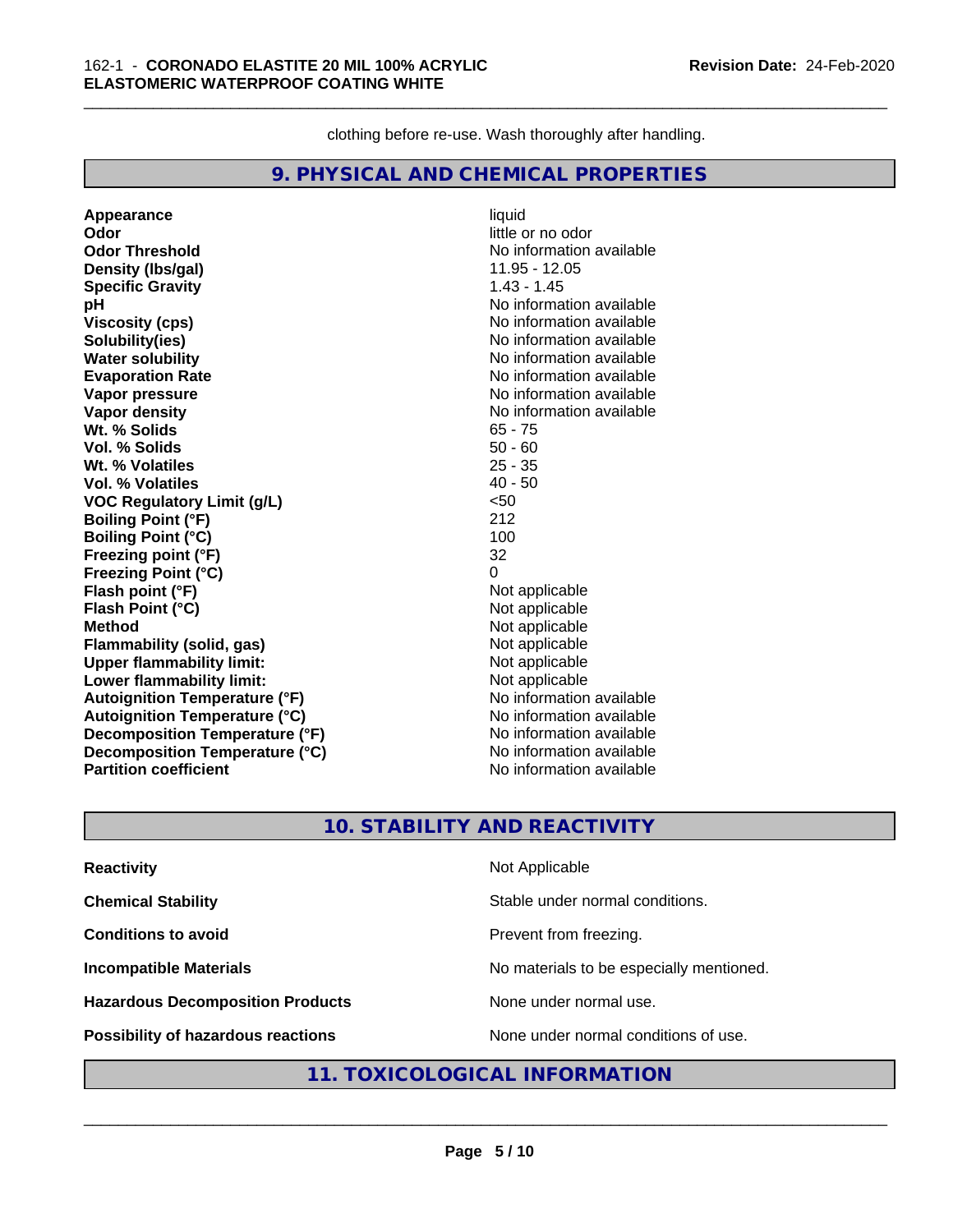clothing before re-use. Wash thoroughly after handling.

## 9. PHYSICAL AND CHEMICAL PROPERTIES

| | |
|---|---|
| **Appearance** | liquid |
| **Odor** | little or no odor |
| **Odor Threshold** | No information available |
| **Density (lbs/gal)** | 11.95 - 12.05 |
| **Specific Gravity** | 1.43 - 1.45 |
| **pH** | No information available |
| **Viscosity (cps)** | No information available |
| **Solubility(ies)** | No information available |
| **Water solubility** | No information available |
| **Evaporation Rate** | No information available |
| **Vapor pressure** | No information available |
| **Vapor density** | No information available |
| **Wt. % Solids** | 65 - 75 |
| **Vol. % Solids** | 50 - 60 |
| **Wt. % Volatiles** | 25 - 35 |
| **Vol. % Volatiles** | 40 - 50 |
| **VOC Regulatory Limit (g/L)** | <50 |
| **Boiling Point (°F)** | 212 |
| **Boiling Point (°C)** | 100 |
| **Freezing point (°F)** | 32 |
| **Freezing Point (°C)** | 0 |
| **Flash point (°F)** | Not applicable |
| **Flash Point (°C)** | Not applicable |
| **Method** | Not applicable |
| **Flammability (solid, gas)** | Not applicable |
| **Upper flammability limit:** | Not applicable |
| **Lower flammability limit:** | Not applicable |
| **Autoignition Temperature (°F)** | No information available |
| **Autoignition Temperature (°C)** | No information available |
| **Decomposition Temperature (°F)** | No information available |
| **Decomposition Temperature (°C)** | No information available |
| **Partition coefficient** | No information available |

## 10. STABILITY AND REACTIVITY

| | |
|---|---|
| **Reactivity** | Not Applicable |
| **Chemical Stability** | Stable under normal conditions. |
| **Conditions to avoid** | Prevent from freezing. |
| **Incompatible Materials** | No materials to be especially mentioned. |
| **Hazardous Decomposition Products** | None under normal use. |
| **Possibility of hazardous reactions** | None under normal conditions of use. |

## 11. TOXICOLOGICAL INFORMATION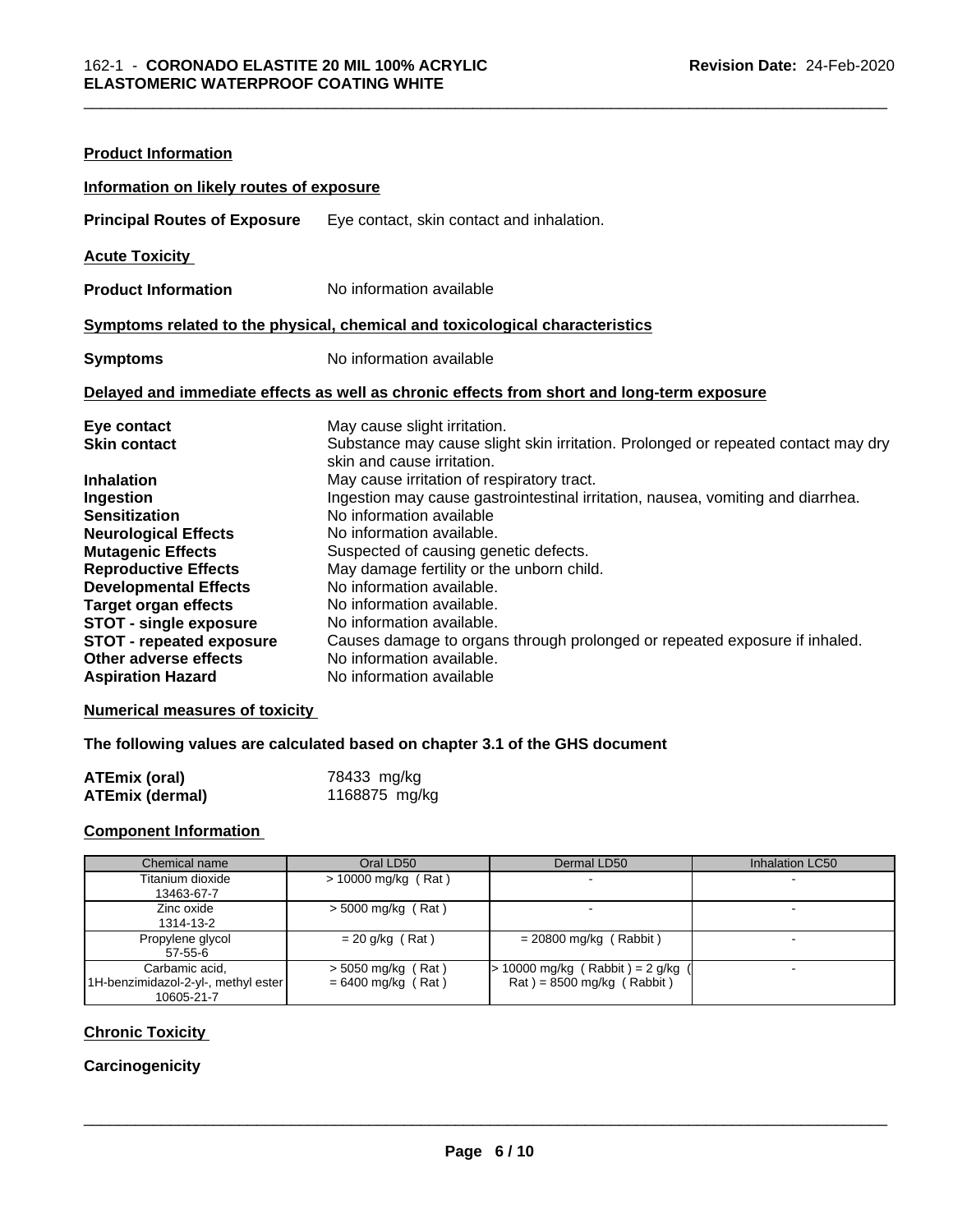**Product Information**

**Information on likely routes of exposure**

**Principal Routes of Exposure** Eye contact, skin contact and inhalation.

**Acute Toxicity**

**Product Information** No information available

**Symptoms related to the physical, chemical and toxicological characteristics**

**Symptoms** No information available

**Delayed and immediate effects as well as chronic effects from short and long-term exposure**

| | |
|---|---|
| **Eye contact** | May cause slight irritation. |
| **Skin contact** | Substance may cause slight skin irritation. Prolonged or repeated contact may dry skin and cause irritation. |
| **Inhalation** | May cause irritation of respiratory tract. |
| **Ingestion** | Ingestion may cause gastrointestinal irritation, nausea, vomiting and diarrhea. |
| **Sensitization** | No information available |
| **Neurological Effects** | No information available. |
| **Mutagenic Effects** | Suspected of causing genetic defects. |
| **Reproductive Effects** | May damage fertility or the unborn child. |
| **Developmental Effects** | No information available. |
| **Target organ effects** | No information available. |
| **STOT - single exposure** | No information available. |
| **STOT - repeated exposure** | Causes damage to organs through prolonged or repeated exposure if inhaled. |
| **Other adverse effects** | No information available. |
| **Aspiration Hazard** | No information available |

**Numerical measures of toxicity**

**The following values are calculated based on chapter 3.1 of the GHS document**

| | |
|---|---|
| **ATEmix (oral)** | 78433 mg/kg |
| **ATEmix (dermal)** | 1168875 mg/kg |

**Component Information**

| Chemical name | Oral LD50 | Dermal LD50 | Inhalation LC50 |
|---|---|---|---|
| Titanium dioxide<br>13463-67-7 | > 10000 mg/kg ( Rat ) | - | - |
| Zinc oxide<br>1314-13-2 | > 5000 mg/kg ( Rat ) | - | - |
| Propylene glycol<br>57-55-6 | = 20 g/kg ( Rat ) | = 20800 mg/kg ( Rabbit ) | - |
| Carbamic acid,<br>1H-benzimidazol-2-yl-, methyl ester<br>10605-21-7 | > 5050 mg/kg ( Rat )<br>= 6400 mg/kg ( Rat ) | > 10000 mg/kg ( Rabbit ) = 2 g/kg ( Rat ) = 8500 mg/kg ( Rabbit ) | - |

**Chronic Toxicity**

**Carcinogenicity**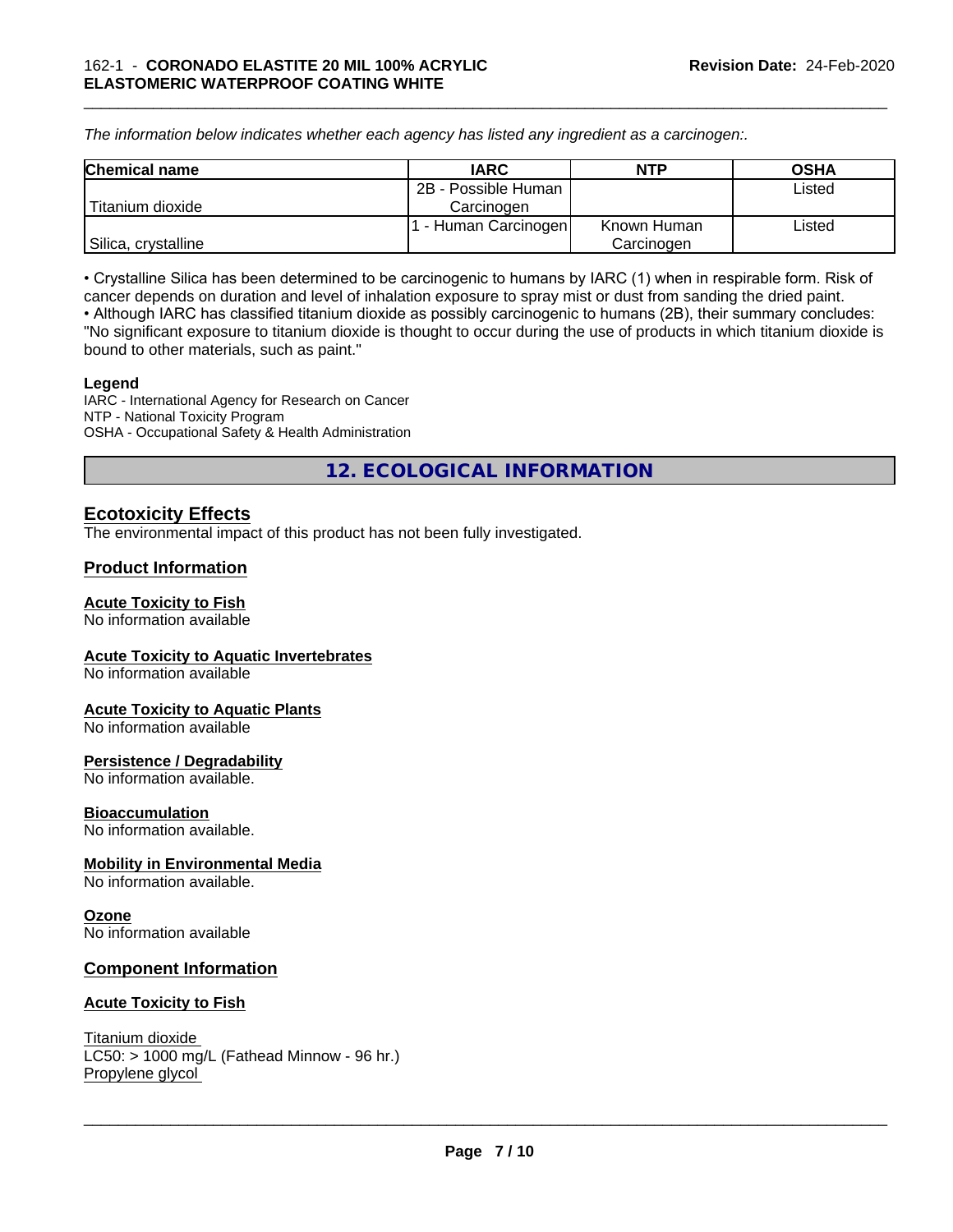*The information below indicates whether each agency has listed any ingredient as a carcinogen:.*

| Chemical name | IARC | NTP | OSHA |
| --- | --- | --- | --- |
| Titanium dioxide | 2B - Possible Human Carcinogen | | Listed |
| Silica, crystalline | 1 - Human Carcinogen | Known Human Carcinogen | Listed |

• Crystalline Silica has been determined to be carcinogenic to humans by IARC (1) when in respirable form. Risk of cancer depends on duration and level of inhalation exposure to spray mist or dust from sanding the dried paint.
• Although IARC has classified titanium dioxide as possibly carcinogenic to humans (2B), their summary concludes: "No significant exposure to titanium dioxide is thought to occur during the use of products in which titanium dioxide is bound to other materials, such as paint."

**Legend**
IARC - International Agency for Research on Cancer
NTP - National Toxicity Program
OSHA - Occupational Safety & Health Administration

## 12. ECOLOGICAL INFORMATION

### Ecotoxicity Effects

The environmental impact of this product has not been fully investigated.

### Product Information

**Acute Toxicity to Fish**
No information available

**Acute Toxicity to Aquatic Invertebrates**
No information available

**Acute Toxicity to Aquatic Plants**
No information available

**Persistence / Degradability**
No information available.

**Bioaccumulation**
No information available.

**Mobility in Environmental Media**
No information available.

**Ozone**
No information available

### Component Information

**Acute Toxicity to Fish**

Titanium dioxide
LC50: > 1000 mg/L (Fathead Minnow - 96 hr.)
Propylene glycol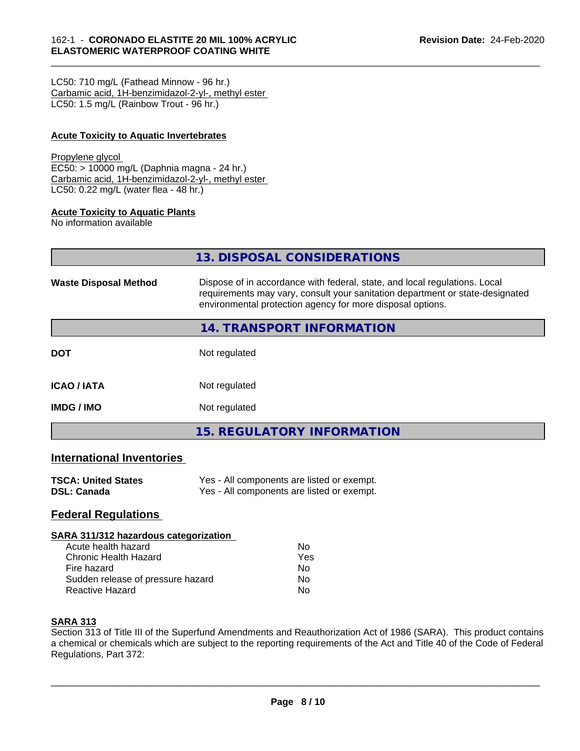LC50: 710 mg/L (Fathead Minnow - 96 hr.)
Carbamic acid, 1H-benzimidazol-2-yl-, methyl ester
LC50: 1.5 mg/L (Rainbow Trout - 96 hr.)

**Acute Toxicity to Aquatic Invertebrates**

Propylene glycol
EC50: > 10000 mg/L (Daphnia magna - 24 hr.)
Carbamic acid, 1H-benzimidazol-2-yl-, methyl ester
LC50: 0.22 mg/L (water flea - 48 hr.)

**Acute Toxicity to Aquatic Plants**
No information available

## 13. DISPOSAL CONSIDERATIONS

**Waste Disposal Method** Dispose of in accordance with federal, state, and local regulations. Local requirements may vary, consult your sanitation department or state-designated environmental protection agency for more disposal options.

## 14. TRANSPORT INFORMATION

**DOT** Not regulated

**ICAO / IATA** Not regulated

**IMDG / IMO** Not regulated

## 15. REGULATORY INFORMATION

### International Inventories

**TSCA: United States** Yes - All components are listed or exempt.
**DSL: Canada** Yes - All components are listed or exempt.

### Federal Regulations

**SARA 311/312 hazardous categorization**

| | |
|---|---|
| Acute health hazard | No |
| Chronic Health Hazard | Yes |
| Fire hazard | No |
| Sudden release of pressure hazard | No |
| Reactive Hazard | No |

**SARA 313**
Section 313 of Title III of the Superfund Amendments and Reauthorization Act of 1986 (SARA). This product contains a chemical or chemicals which are subject to the reporting requirements of the Act and Title 40 of the Code of Federal Regulations, Part 372: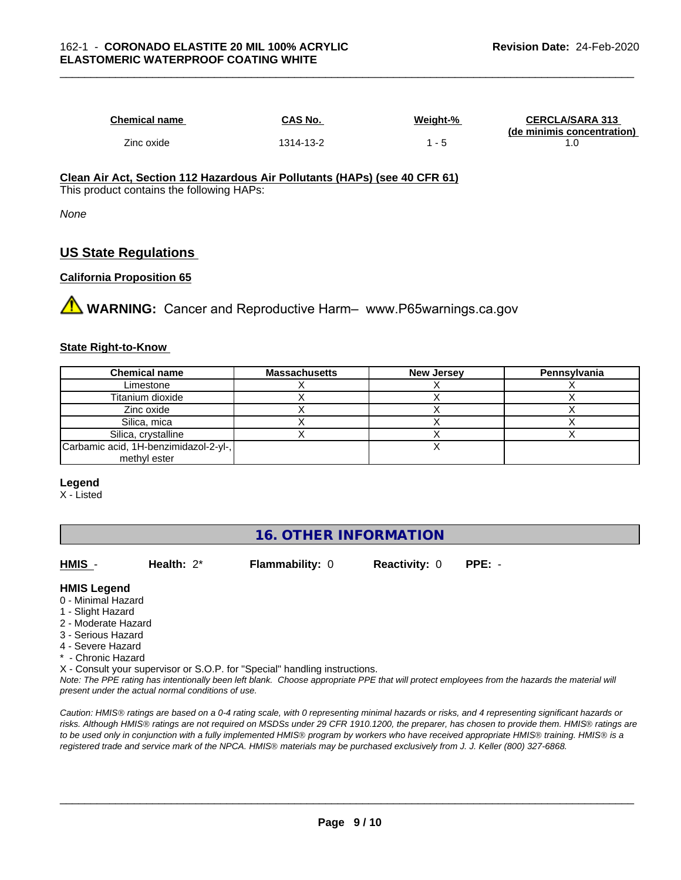| Chemical name | CAS No. | Weight-% | CERCLA/SARA 313 (de minimis concentration) |
|---|---|---|---|
| Zinc oxide | 1314-13-2 | 1 - 5 | 1.0 |

**Clean Air Act, Section 112 Hazardous Air Pollutants (HAPs) (see 40 CFR 61)**

This product contains the following HAPs:

*None*

## US State Regulations

**California Proposition 65**

**WARNING:** Cancer and Reproductive Harm– www.P65warnings.ca.gov

**State Right-to-Know**

| Chemical name | Massachusetts | New Jersey | Pennsylvania |
|---|---|---|---|
| Limestone | X | X | X |
| Titanium dioxide | X | X | X |
| Zinc oxide | X | X | X |
| Silica, mica | X | X | X |
| Silica, crystalline | X | X | X |
| Carbamic acid, 1H-benzimidazol-2-yl-, methyl ester | | X | |

**Legend**

X - Listed

## 16. OTHER INFORMATION

**HMIS** - **Health:** 2* **Flammability:** 0 **Reactivity:** 0 **PPE:** -

**HMIS Legend**

0 - Minimal Hazard
1 - Slight Hazard
2 - Moderate Hazard
3 - Serious Hazard
4 - Severe Hazard
* - Chronic Hazard
X - Consult your supervisor or S.O.P. for "Special" handling instructions.

*Note: The PPE rating has intentionally been left blank. Choose appropriate PPE that will protect employees from the hazards the material will present under the actual normal conditions of use.*

*Caution: HMIS® ratings are based on a 0-4 rating scale, with 0 representing minimal hazards or risks, and 4 representing significant hazards or risks. Although HMIS® ratings are not required on MSDSs under 29 CFR 1910.1200, the preparer, has chosen to provide them. HMIS® ratings are to be used only in conjunction with a fully implemented HMIS® program by workers who have received appropriate HMIS® training. HMIS® is a registered trade and service mark of the NPCA. HMIS® materials may be purchased exclusively from J. J. Keller (800) 327-6868.*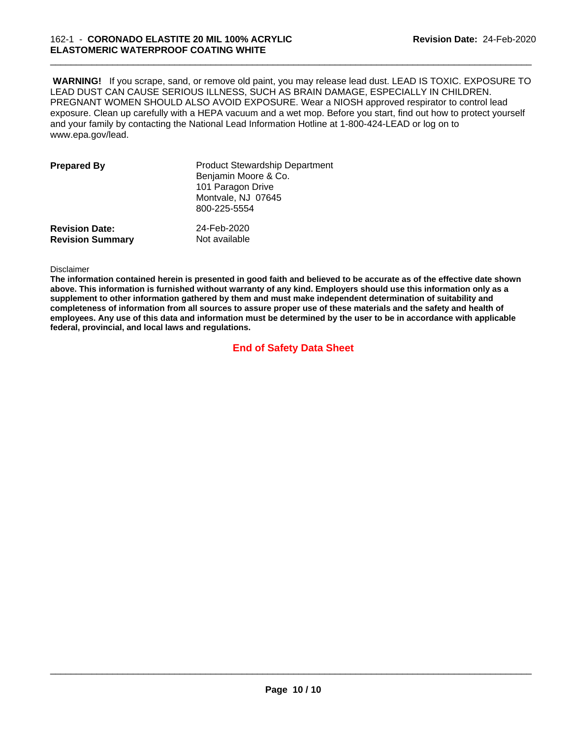**WARNING!** If you scrape, sand, or remove old paint, you may release lead dust. LEAD IS TOXIC. EXPOSURE TO LEAD DUST CAN CAUSE SERIOUS ILLNESS, SUCH AS BRAIN DAMAGE, ESPECIALLY IN CHILDREN. PREGNANT WOMEN SHOULD ALSO AVOID EXPOSURE. Wear a NIOSH approved respirator to control lead exposure. Clean up carefully with a HEPA vacuum and a wet mop. Before you start, find out how to protect yourself and your family by contacting the National Lead Information Hotline at 1-800-424-LEAD or log on to www.epa.gov/lead.

**Prepared By**

Product Stewardship Department
Benjamin Moore & Co.
101 Paragon Drive
Montvale, NJ 07645
800-225-5554

**Revision Date:** 24-Feb-2020
**Revision Summary** Not available

Disclaimer

**The information contained herein is presented in good faith and believed to be accurate as of the effective date shown above. This information is furnished without warranty of any kind. Employers should use this information only as a supplement to other information gathered by them and must make independent determination of suitability and completeness of information from all sources to assure proper use of these materials and the safety and health of employees. Any use of this data and information must be determined by the user to be in accordance with applicable federal, provincial, and local laws and regulations.**

**End of Safety Data Sheet**